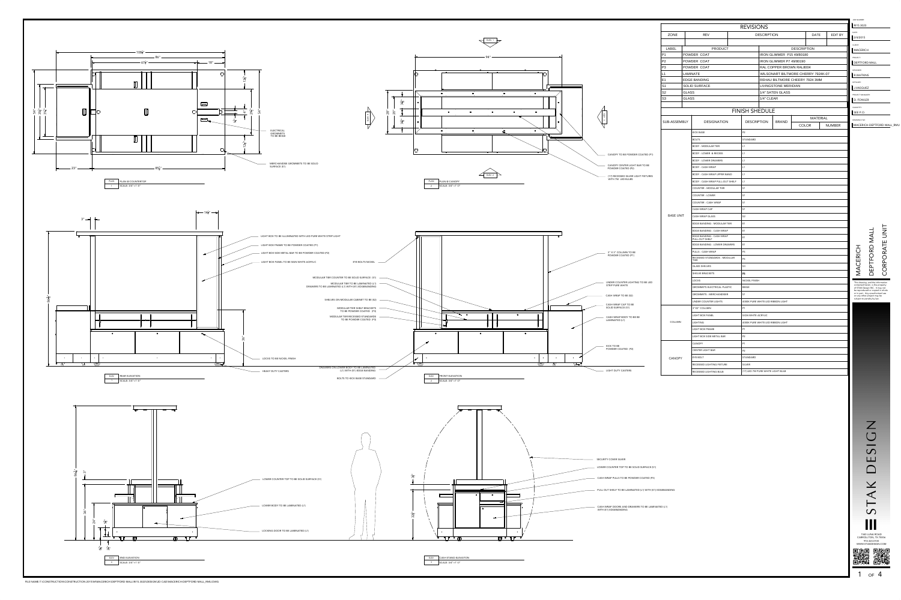## REVISIONS

| ZONE | REV | DESCRIPTION | DATE | EDIT BY |
|---|---|---|---|---|
| | | | | |

| LABEL | PRODUCT | DESCRIPTION |
|---|---|---|
| P1 | POWDER COAT | IRON GLIMMER P15 49/80180 |
| P2 | POWDER COAT | IRON GLIMMER P7 49/80180 |
| P3 | POWDER COAT | RAL COPPER BROWN RAL8004 |
| L1 | LAMINATE | WILSONART BILTMORE CHERRY 7924K-07 |
| E1 | EDGE BANDING | REHAU BILTMORE CHEERY 7924 3MM |
| S1 | SOLID SURFACE | LIVINGSTONE MERIDIAN |
| S2 | GLASS | 1/4" SATEN GLASS |
| S3 | GLASS | 1/4" CLEAR |

## FINISH SHEDULE

| SUB-ASSEMBLY | DESIGNATION | DESCRIPTION | BRAND | MATERIAL COLOR | MATERIAL NUMBER |
|---|---|---|---|---|---|
| BASE UNIT | KICK BASE | P2 | | | |
| | BOLTS | STANDARD | | | |
| | BODY - MODULAR TIER | L1 | | | |
| | BODY - LOWER & RECESS | L1 | | | |
| | BODY - LOWER DRAWERS | L1 | | | |
| | BODY - CASH WRAP | L1 | | | |
| | BODY - CASH WRAP UPPER BAND | L1 | | | |
| | BODY - CASH WRAP PULL OUT SHELF | L1 | | | |
| | COUNTER - MODULAR TIER | S1 | | | |
| | COUNTER - LOWER | S1 | | | |
| | COUNTER - CASH WRAP | S1 | | | |
| | CASH WRAP CAP | S1 | | | |
| | CASH WRAP GLASS | S2 | | | |
| | EDGE BANDING - MODULAR TIER | E1 | | | |
| | EDGE BANDING - CASH WRAP | E1 | | | |
| | EDGE BANDING - CASH WRAP PULL-OUT SHELF | E1 | | | |
| | EDGE BANDING - LOWER DRAWERS | E1 | | | |
| | PULLS - CASH WRAP | P3 | | | |
| | RECESSED STANDARDS - MODULAR TIER | P3 | | | |
| | GLASS SHELVES | S3 | | | |
| | SHELVE BRACKETS | P3 | | | |
| | LOCKS | NICKEL FINISH | | | |
| | GROMMETS ELECTRICAL PLASTIC | BEIGE | | | |
| | GROMMETS - MERCHANDISE | S1 | | | |
| | UNDER COUNTER LIGHTS | 4000K PURE WHITE LED RIBBON LIGHT | | | |
| COLUMN | 3"X3" COLUMN | P1 | | | |
| | LIGHT BOX PANEL | SIGN WHITE ACRYLIC | | | |
| | LIGHTING | 4000K PURE WHITE LED RIBBON LIGHT | | | |
| | LIGHT BOX FRAME | P1 | | | |
| | LIGHT BOX SIDE METAL BAR | P2 | | | |
| CANOPY | CANOPY | P1 | | | |
| | CENTER LIGHT BAR | P2 | | | |
| | EYE BOLT | STANDARD | | | |
| | RECESSED LIGHTING FIXTURE | SILVER | | | |
| | RECESSED LIGHTING BULB | (17) LED 7W PURE WHITE LIGHT BULB | | | |

JOB NUMBER: 9615-3023
DATE: 2/4/2015
CLIENT: MACERICH
PROJECT: DEPTFORD MALL
DESIGNER: E.WATKINS
DETAILER: J.VASQUEZ
PROJECT MANAGER: D. FOWLER
QUANTITY: SEE P.O.
DRAWING NO: MACERICH-DEPTFORD MALL_RMU

MACERICH
DEPTFORD MALL
CORPORATE UNIT

This drawing, and the information contained herein, is the property of STAK Design INC. It may not be reproduced or copied in whole or in part. Any unauthorized use on any other project may be subject to penalty by law.

STAK DESIGN
1540 LUNA ROAD
CARROLLTON, TX 75006
972.323.6100
WWW.STAKDESIGN.COM

---

PLAN 1 — PLAN @ COUNTERTOP — SCALE: 3/4"=1'-0"

- ELECTRICAL GROMMETS TO BE BEIGE
- MERCHANDISE GROMMETS TO BE SOLID SURFACE (S1)

PLAN 2 — PLAN @ CANOPY — SCALE: 3/4"=1'-0"

- CANOPY TO BE POWDER COATED (P1)
- CANOPY CENTER LIGHT BAR TO BE POWDER COATED (P2)
- (17) RECESSED SILVER LIGHT FIXTURES WITH 7W. LED BULBS

ELEV 1 — REAR ELEVATION — SCALE: 3/4"=1'-0"

- LIGHT BOX TO BE ILLUMINATED WITH LED PURE WHITE STRIP LIGHT
- LIGHT BOX FRAME TO BE POWDER COATED (P1)
- LIGHT BOX SIDE METAL BAR TO BE POWDER COATED (P2)
- LIGHT BOX PANEL TO BE SIGN WHITE ACRYLIC
- LOCKS TO BE NICKEL FINISH
- HEAVY DUTY CASTERS

ELEV 2 — FRONT ELEVATION — SCALE: 3/4"=1'-0"

- EYE BOLTS NICKEL
- MODULAR TIER COUNTER TO BE SOLID SURFACE (S1)
- MODULAR TIER TO BE LAMINATED (L1) DRAWERS TO BE LAMINATED (L1) WITH (E1) EDGEBANDING
- SHELVES ON MODULAR CABINET TO BE (S2)
- MODULAR TIER SHELF BRACKETS TO BE POWDER COATED (P3)
- MODULAR TIER RECESSED STANDARDS TO BE POWDER COATED (P3)
- DRAWERS ON LOWER BODY TO BE LAMINATED (L1) WITH (E1) EDGE BANDING
- BOLTS TO KICK BASE STANDARD
- 3" X 3" COLUMN TO BE POWDER COATED (P1)
- UNDER COUNTER LIGHTING TO BE LED STRIP PURE WHITE
- CASH WRAP TO BE (S2)
- CASH WRAP CAP TO BE SOLID SURFACE (S1)
- CASH WRAP BODY TO BE BE LAMINATED (L1)
- KICK TO BE POWDER COATED (P2)
- LIGHT DUTY CASTERS

ELEV 3 — END ELEVATION — SCALE: 3/4"=1'-0"

- LOWER COUNTER TOP TO BE SOLID SURFACE (S1)
- LOWER BODY TO BE LAMINATED (L1)
- LOCKING DOOR TO BE LAMINATED (L1)

ELEV 4 — CASH STAND ELEVATION — SCALE: 3/4"=1'-0"

- SECURITY COVER SILVER
- LOWER COUNTER TOP TO BE SOLID SURFACE (S1)
- CASH WRAP PULLS TO BE POWDER COATED (P3)
- PULL OUT SHELF TO BE LAMINATED (L1) WITH (E1) EDGEBANDING
- CASH WRAP DOORS AND DRAWERS TO BE LAMINATED (L1) WITH (E1) EDGEBANDING

FILE NAME: T:\CONSTRUCTION\CONSTRUCTION 2015\MACERICH\DEPTFORD MALL\9615-3023\DESIGN\3D CAD\MACERICH-DEPTFORD MALL_RMU.DWG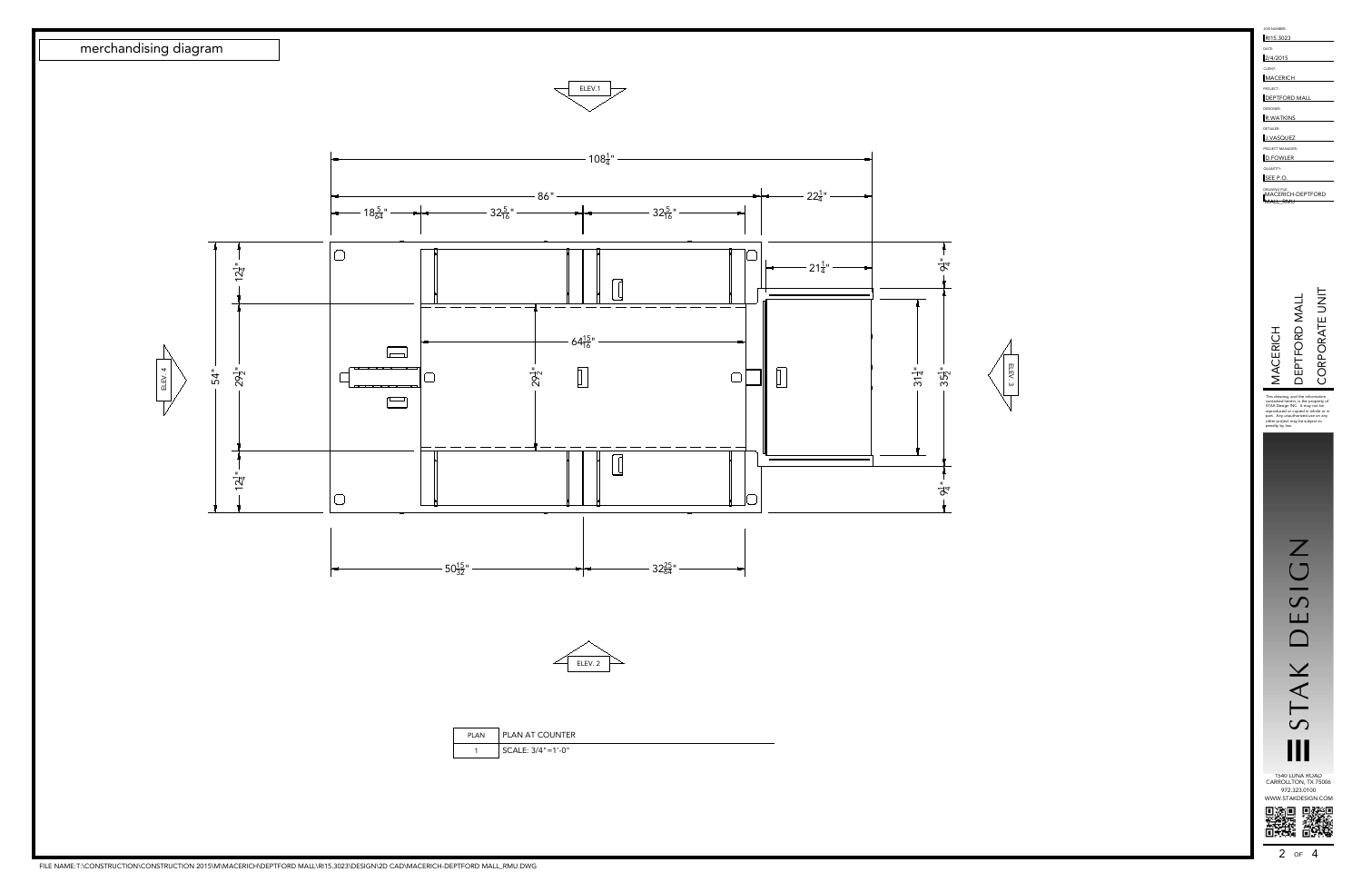## merchandising diagram

ELEV.1

108$\frac{1}{4}$"

86"

22$\frac{1}{4}$"

18$\frac{5}{64}$"

32$\frac{5}{16}$"

32$\frac{5}{16}$"

21$\frac{1}{4}$"

64$\frac{15}{16}$"

54"

12$\frac{1}{4}$"

29$\frac{1}{2}$"

12$\frac{1}{4}$"

29$\frac{1}{2}$"

9$\frac{1}{4}$"

31$\frac{1}{4}$"

35$\frac{1}{2}$"

9$\frac{1}{4}$"

ELEV. 4

ELEV. 3

50$\frac{15}{32}$"

32$\frac{25}{64}$"

ELEV. 2

| PLAN | PLAN AT COUNTER |
|---|---|
| 1 | SCALE: 3/4"=1'-0" |

JOB NUMBER: RI15.3023

DATE: 2/4/2015

CLIENT: MACERICH

PROJECT: DEPTFORD MALL

DESIGNER: R.WATKINS

DETAILER: J.VASQUEZ

PROJECT MANAGER: D.FOWLER

QUANTITY: SEE P.O.

DRAWING FILE: MACERICH-DEPTFORD MALL_RMU

MACERICH
DEPTFORD MALL
CORPORATE UNIT

This drawing, and the information contained herein, is the property of STAK Design INC. It may not be reproduced or copied in whole or in part. Any unauthorized use on any other project may be subject to penalty by law.

STAK DESIGN

1540 LUNA ROAD
CARROLLTON, TX 75006
972.323.0100
WWW.STAKDESIGN.COM

FILE NAME:T:\CONSTRUCTION\CONSTRUCTION 2015\M\MACERICH\DEPTFORD MALL\RI15.3023\DESIGN\2D CAD\MACERICH-DEPTFORD MALL_RMU.DWG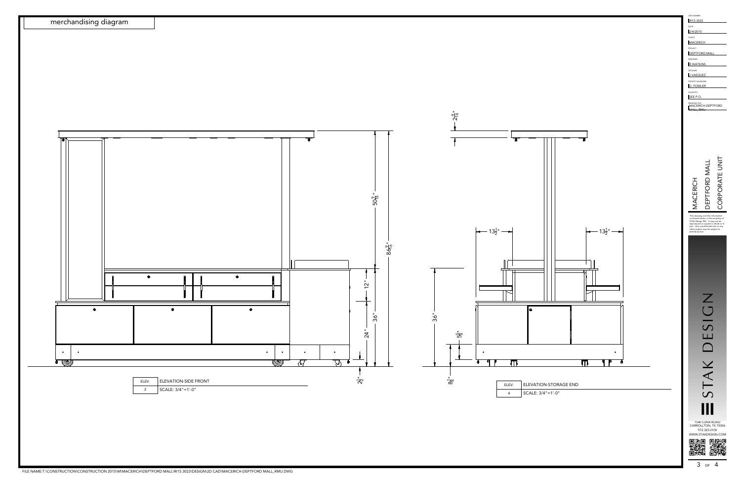# merchandising diagram

$50\frac{9}{16}$"

$86\frac{9}{16}$"

12"

36"

24"

$2\frac{1}{2}$"

| ELEV. | ELEVATION-SIDE FRONT |
|---|---|
| 2 | SCALE: 3/4"=1'-0" |

$2\frac{9}{16}$"

$13\frac{1}{2}$"

$13\frac{1}{2}$"

36"

$5\frac{5}{8}$"

$8\frac{1}{8}$"

| ELEV. | ELEVATION-STORAGE END |
|---|---|
| 4 | SCALE: 3/4"=1'-0" |

JOB NUMBER: RI15.3023

DATE: 2/4/2015

CLIENT: MACERICH

PROJECT: DEPTFORD MALL

DESIGNER: R.WATKINS

DETAILER: J.VASQUEZ

PROJECT MANAGER: D. FOWLER

QUANTITY: SEE P.O.

DRAWING FILE: MACERICH-DEPTFORD MALL_RMU

MACERICH
DEPTFORD MALL
CORPORATE UNIT

This drawing, and the information contained herein, is the property of STAK Design INC. It may not be reproduced or copied in whole or in part. Any unauthorized use on any other project may be subject to penalty by law.

STAK DESIGN

1540 LUNA ROAD
CARROLLTON, TX 75006
972.323.0100
WWW.STAKDESIGN.COM

FILE NAME:T:\CONSTRUCTION\CONSTRUCTION 2015\M\MACERICH\DEPTFORD MALL\RI15.3023\DESIGN\2D CAD\MACERICH-DEPTFORD MALL_RMU.DWG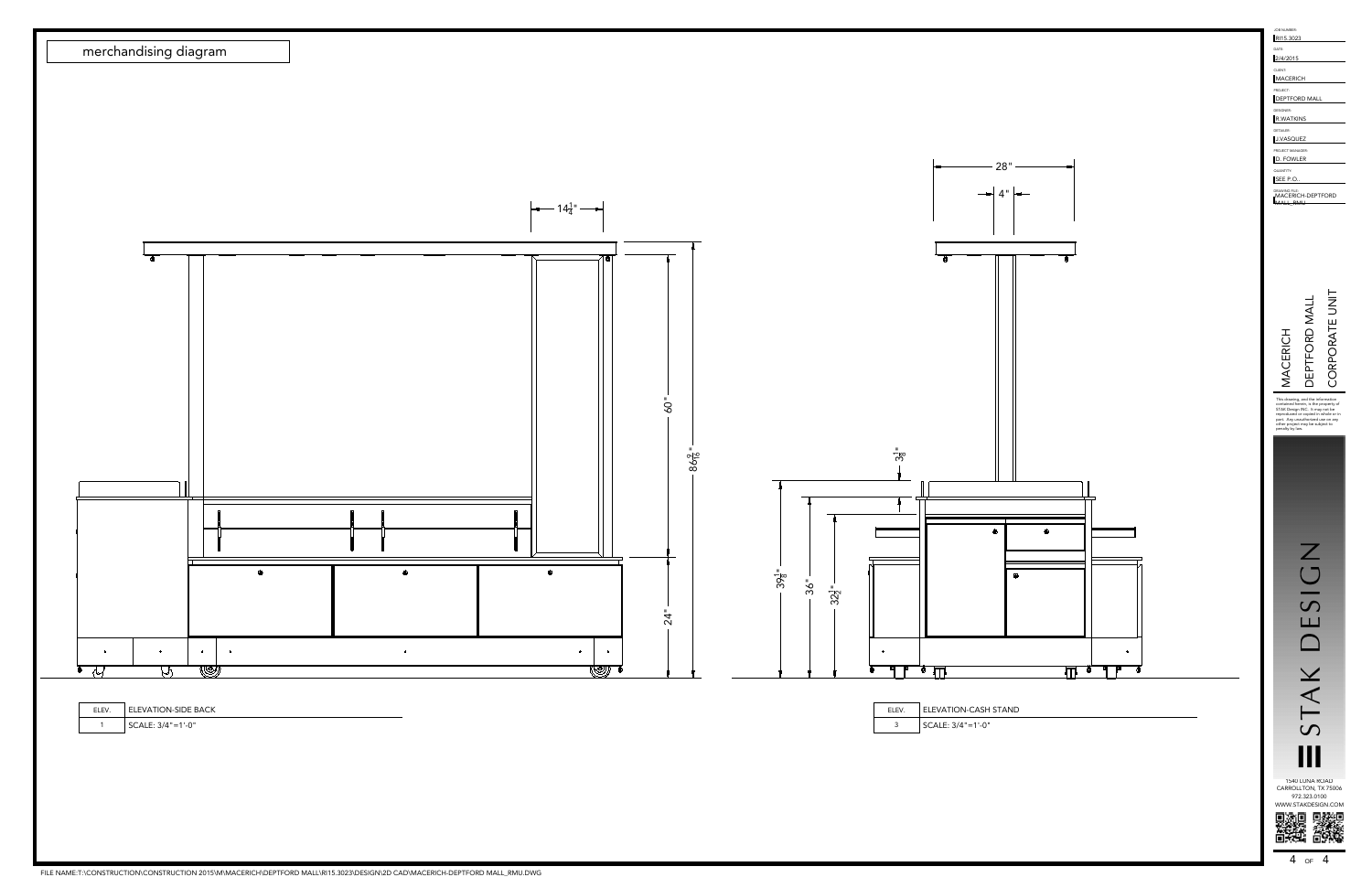merchandising diagram

$14\frac{1}{4}$"

60"

$86\frac{9}{16}$"

24"

28"

4"

$3\frac{1}{8}$"

$39\frac{1}{8}$"

36"

$32\frac{1}{2}$"

| ELEV. | ELEVATION-SIDE BACK |
| --- | --- |
| 1 | SCALE: 3/4"=1'-0" |

| ELEV. | ELEVATION-CASH STAND |
| --- | --- |
| 3 | SCALE: 3/4"=1'-0" |

JOB NUMBER: RI15.3023

DATE: 2/4/2015

CLIENT: MACERICH

PROJECT: DEPTFORD MALL

DESIGNER: R.WATKINS

DETAILER: J.VASQUEZ

PROJECT MANAGER: D. FOWLER

QUANTITY: SEE P.O.

DRAWING FILE: MACERICH-DEPTFORD MALL_RMU

MACERICH
DEPTFORD MALL
CORPORATE UNIT

This drawing, and the information contained herein, is the property of STAK Design INC. It may not be reproduced or copied in whole or in part. Any unauthorized use on any other project may be subject to penalty by law.

STAK DESIGN

1540 LUNA ROAD
CARROLLTON, TX 75006
972.323.0100
WWW.STAKDESIGN.COM

FILE NAME:T:\CONSTRUCTION\CONSTRUCTION 2015\M\MACERICH\DEPTFORD MALL\RI15.3023\DESIGN\2D CAD\MACERICH-DEPTFORD MALL_RMU.DWG